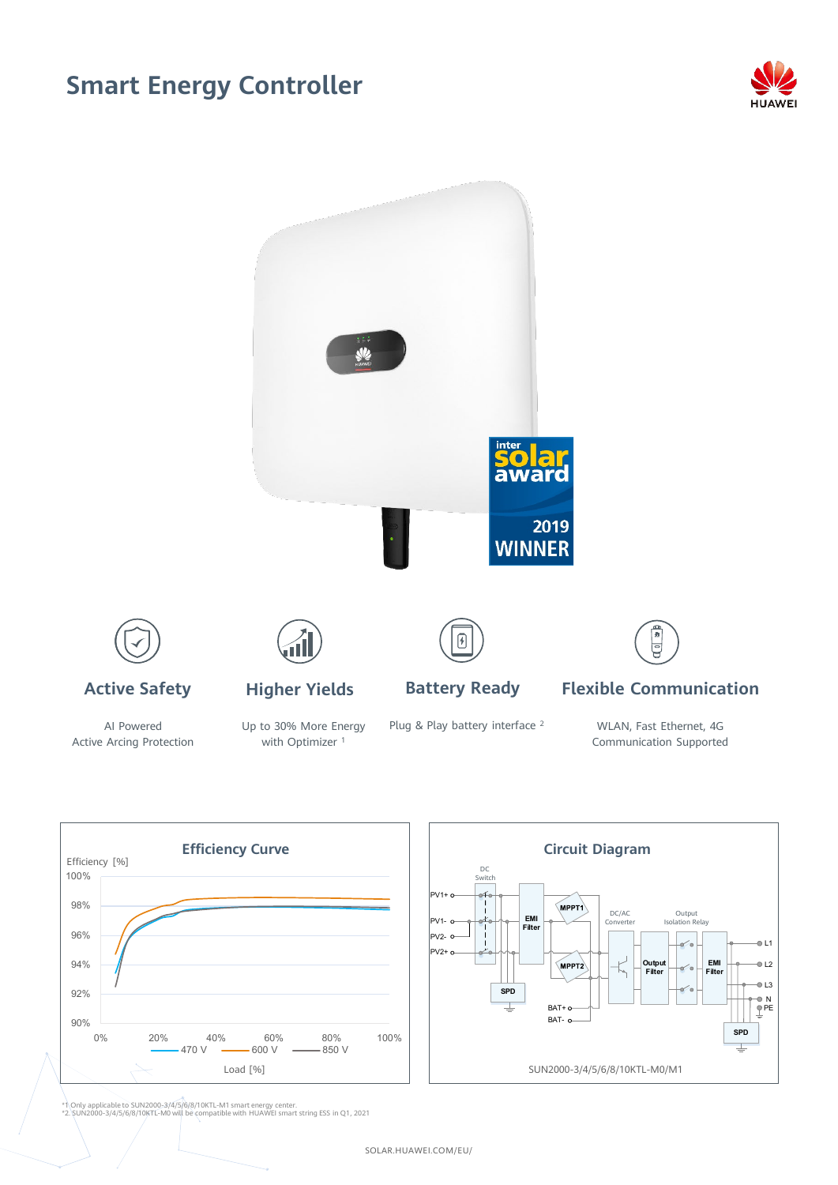# Smart Energy Controller

HUAWEI

inter solar award 2019 WINNER

### Active Safety

AI Powered
Active Arcing Protection

### Higher Yields

Up to 30% More Energy with Optimizer [1]

### Battery Ready

Plug & Play battery interface [2]

### Flexible Communication

WLAN, Fast Ethernet, 4G Communication Supported

## Efficiency Curve

Efficiency [%]

100%, 98%, 96%, 94%, 92%, 90%

0%, 20%, 40%, 60%, 80%, 100%

470 V, 600 V, 850 V

Load [%]

## Circuit Diagram

DC Switch, PV1+, PV1-, PV2-, PV2+, EMI Filter, MPPT1, MPPT2, SPD, BAT+, BAT-, DC/AC Converter, Output Filter, Output Isolation Relay, EMI Filter, L1, L2, L3, N, PE, SPD

SUN2000-3/4/5/6/8/10KTL-M0/M1

*1 Only applicable to SUN2000-3/4/5/6/8/10KTL-M1 smart energy center.
*2. SUN2000-3/4/5/6/8/10KTL-M0 will be compatible with HUAWEI smart string ESS in Q1, 2021

SOLAR.HUAWEI.COM/EU/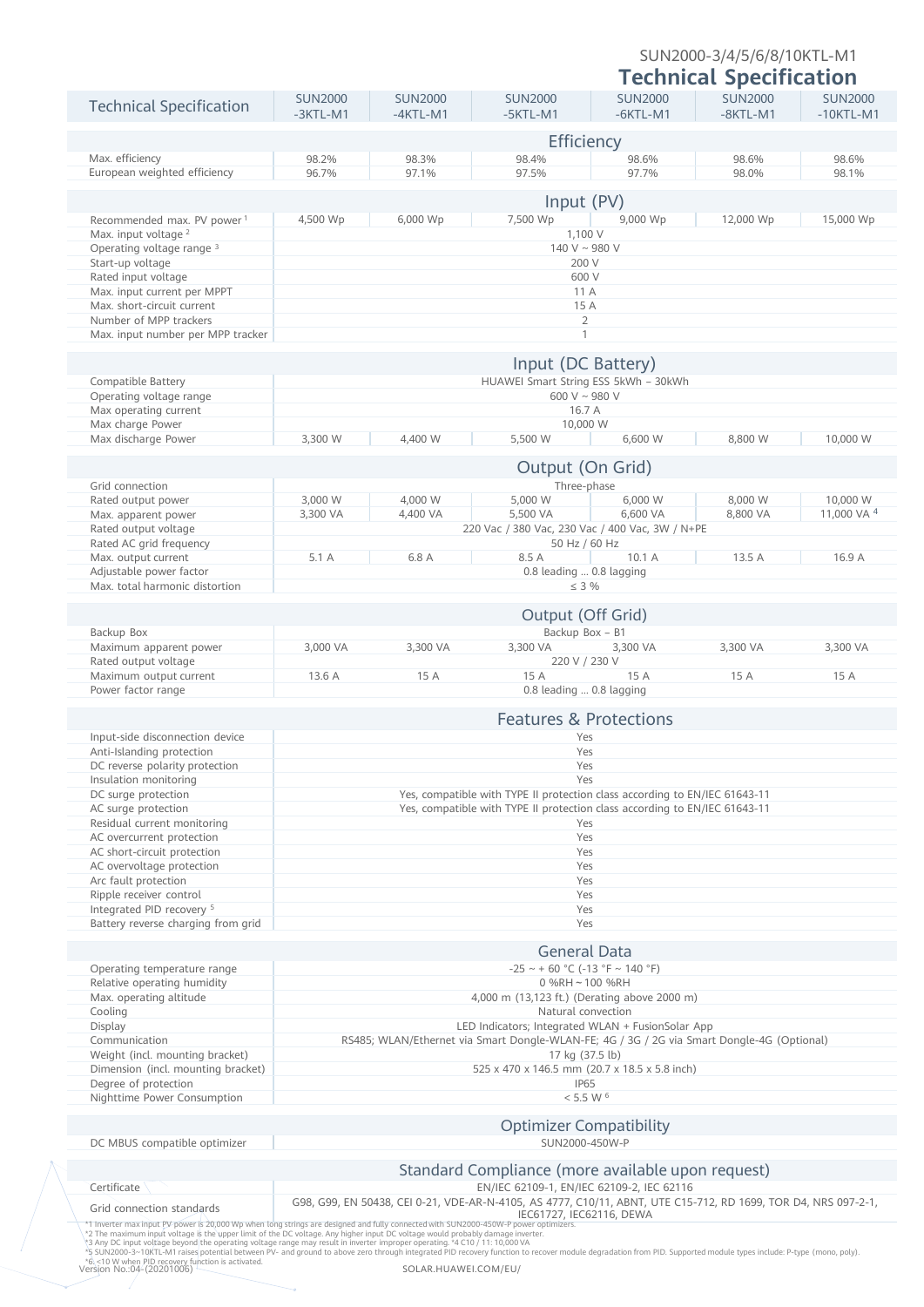SUN2000-3/4/5/6/8/10KTL-M1

# Technical Specification

| Technical Specification | SUN2000 -3KTL-M1 | SUN2000 -4KTL-M1 | SUN2000 -5KTL-M1 | SUN2000 -6KTL-M1 | SUN2000 -8KTL-M1 | SUN2000 -10KTL-M1 |
|---|---|---|---|---|---|---|
| **Efficiency** | | | | | | |
| Max. efficiency | 98.2% | 98.3% | 98.4% | 98.6% | 98.6% | 98.6% |
| European weighted efficiency | 96.7% | 97.1% | 97.5% | 97.7% | 98.0% | 98.1% |
| **Input (PV)** | | | | | | |
| Recommended max. PV power [1] | 4,500 Wp | 6,000 Wp | 7,500 Wp | 9,000 Wp | 12,000 Wp | 15,000 Wp |
| Max. input voltage [2] | 1,100 V | | | | | |
| Operating voltage range [3] | 140 V ~ 980 V | | | | | |
| Start-up voltage | 200 V | | | | | |
| Rated input voltage | 600 V | | | | | |
| Max. input current per MPPT | 11 A | | | | | |
| Max. short-circuit current | 15 A | | | | | |
| Number of MPP trackers | 2 | | | | | |
| Max. input number per MPP tracker | 1 | | | | | |
| **Input (DC Battery)** | | | | | | |
| Compatible Battery | HUAWEI Smart String ESS 5kWh – 30kWh | | | | | |
| Operating voltage range | 600 V ~ 980 V | | | | | |
| Max operating current | 16.7 A | | | | | |
| Max charge Power | 10,000 W | | | | | |
| Max discharge Power | 3,300 W | 4,400 W | 5,500 W | 6,600 W | 8,800 W | 10,000 W |
| **Output (On Grid)** | | | | | | |
| Grid connection | Three-phase | | | | | |
| Rated output power | 3,000 W | 4,000 W | 5,000 W | 6,000 W | 8,000 W | 10,000 W |
| Max. apparent power | 3,300 VA | 4,400 VA | 5,500 VA | 6,600 VA | 8,800 VA | 11,000 VA [4] |
| Rated output voltage | 220 Vac / 380 Vac, 230 Vac / 400 Vac, 3W / N+PE | | | | | |
| Rated AC grid frequency | 50 Hz / 60 Hz | | | | | |
| Max. output current | 5.1 A | 6.8 A | 8.5 A | 10.1 A | 13.5 A | 16.9 A |
| Adjustable power factor | 0.8 leading ... 0.8 lagging | | | | | |
| Max. total harmonic distortion | ≤ 3 % | | | | | |
| **Output (Off Grid)** | | | | | | |
| Backup Box | Backup Box – B1 | | | | | |
| Maximum apparent power | 3,000 VA | 3,300 VA | 3,300 VA | 3,300 VA | 3,300 VA | 3,300 VA |
| Rated output voltage | 220 V / 230 V | | | | | |
| Maximum output current | 13.6 A | 15 A | 15 A | 15 A | 15 A | 15 A |
| Power factor range | 0.8 leading ... 0.8 lagging | | | | | |
| **Features & Protections** | | | | | | |
| Input-side disconnection device | Yes | | | | | |
| Anti-Islanding protection | Yes | | | | | |
| DC reverse polarity protection | Yes | | | | | |
| Insulation monitoring | Yes | | | | | |
| DC surge protection | Yes, compatible with TYPE II protection class according to EN/IEC 61643-11 | | | | | |
| AC surge protection | Yes, compatible with TYPE II protection class according to EN/IEC 61643-11 | | | | | |
| Residual current monitoring | Yes | | | | | |
| AC overcurrent protection | Yes | | | | | |
| AC short-circuit protection | Yes | | | | | |
| AC overvoltage protection | Yes | | | | | |
| Arc fault protection | Yes | | | | | |
| Ripple receiver control | Yes | | | | | |
| Integrated PID recovery [5] | Yes | | | | | |
| Battery reverse charging from grid | Yes | | | | | |
| **General Data** | | | | | | |
| Operating temperature range | -25 ~ + 60 °C (-13 °F ~ 140 °F) | | | | | |
| Relative operating humidity | 0 %RH ~ 100 %RH | | | | | |
| Max. operating altitude | 4,000 m (13,123 ft.) (Derating above 2000 m) | | | | | |
| Cooling | Natural convection | | | | | |
| Display | LED Indicators; Integrated WLAN + FusionSolar App | | | | | |
| Communication | RS485; WLAN/Ethernet via Smart Dongle-WLAN-FE; 4G / 3G / 2G via Smart Dongle-4G (Optional) | | | | | |
| Weight (incl. mounting bracket) | 17 kg (37.5 lb) | | | | | |
| Dimension (incl. mounting bracket) | 525 x 470 x 146.5 mm (20.7 x 18.5 x 5.8 inch) | | | | | |
| Degree of protection | IP65 | | | | | |
| Nighttime Power Consumption | < 5.5 W [6] | | | | | |
| **Optimizer Compatibility** | | | | | | |
| DC MBUS compatible optimizer | SUN2000-450W-P | | | | | |
| **Standard Compliance (more available upon request)** | | | | | | |
| Certificate | EN/IEC 62109-1, EN/IEC 62109-2, IEC 62116 | | | | | |
| Grid connection standards | G98, G99, EN 50438, CEI 0-21, VDE-AR-N-4105, AS 4777, C10/11, ABNT, UTE C15-712, RD 1699, TOR D4, NRS 097-2-1, IEC61727, IEC62116, DEWA | | | | | |

*1 Inverter max input PV power is 20,000 Wp when long strings are designed and fully connected with SUN2000-450W-P power optimizers.
*2 The maximum input voltage is the upper limit of the DC voltage. Any higher input DC voltage would probably damage inverter.
*3 Any DC input voltage beyond the operating voltage range may result in inverter improper operating. *4 C10 / 11: 10,000 VA
*5 SUN2000-3~10KTL-M1 raises potential between PV- and ground to above zero through integrated PID recovery function to recover module degradation from PID. Supported module types include: P-type (mono, poly).
*6. <10 W when PID recovery function is activated.

Version No.:04-(20201006)

SOLAR.HUAWEI.COM/EU/